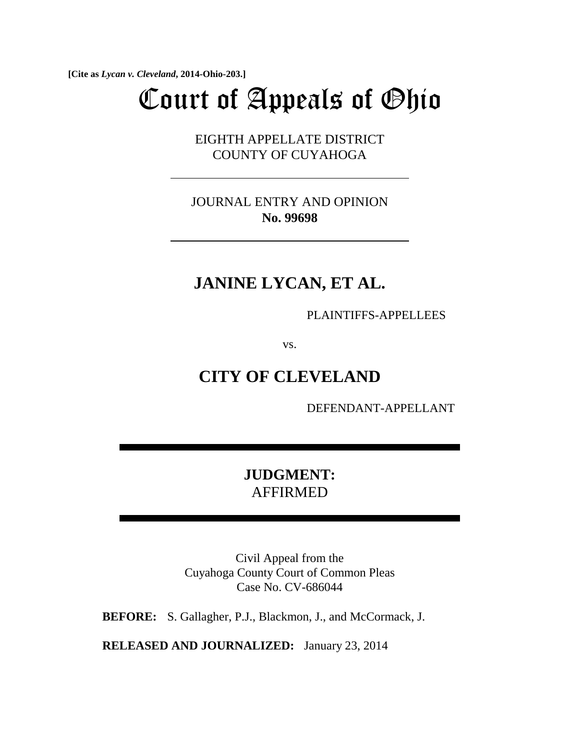**[Cite as *Lycan v. Cleveland*, 2014-Ohio-203.]**

# Court of Appeals of Ohio

EIGHTH APPELLATE DISTRICT
COUNTY OF CUYAHOGA

JOURNAL ENTRY AND OPINION
**No. 99698**

## JANINE LYCAN, ET AL.

PLAINTIFFS-APPELLEES

vs.

## CITY OF CLEVELAND

DEFENDANT-APPELLANT

**JUDGMENT:**
AFFIRMED

Civil Appeal from the
Cuyahoga County Court of Common Pleas
Case No. CV-686044

**BEFORE:** S. Gallagher, P.J., Blackmon, J., and McCormack, J.

**RELEASED AND JOURNALIZED:** January 23, 2014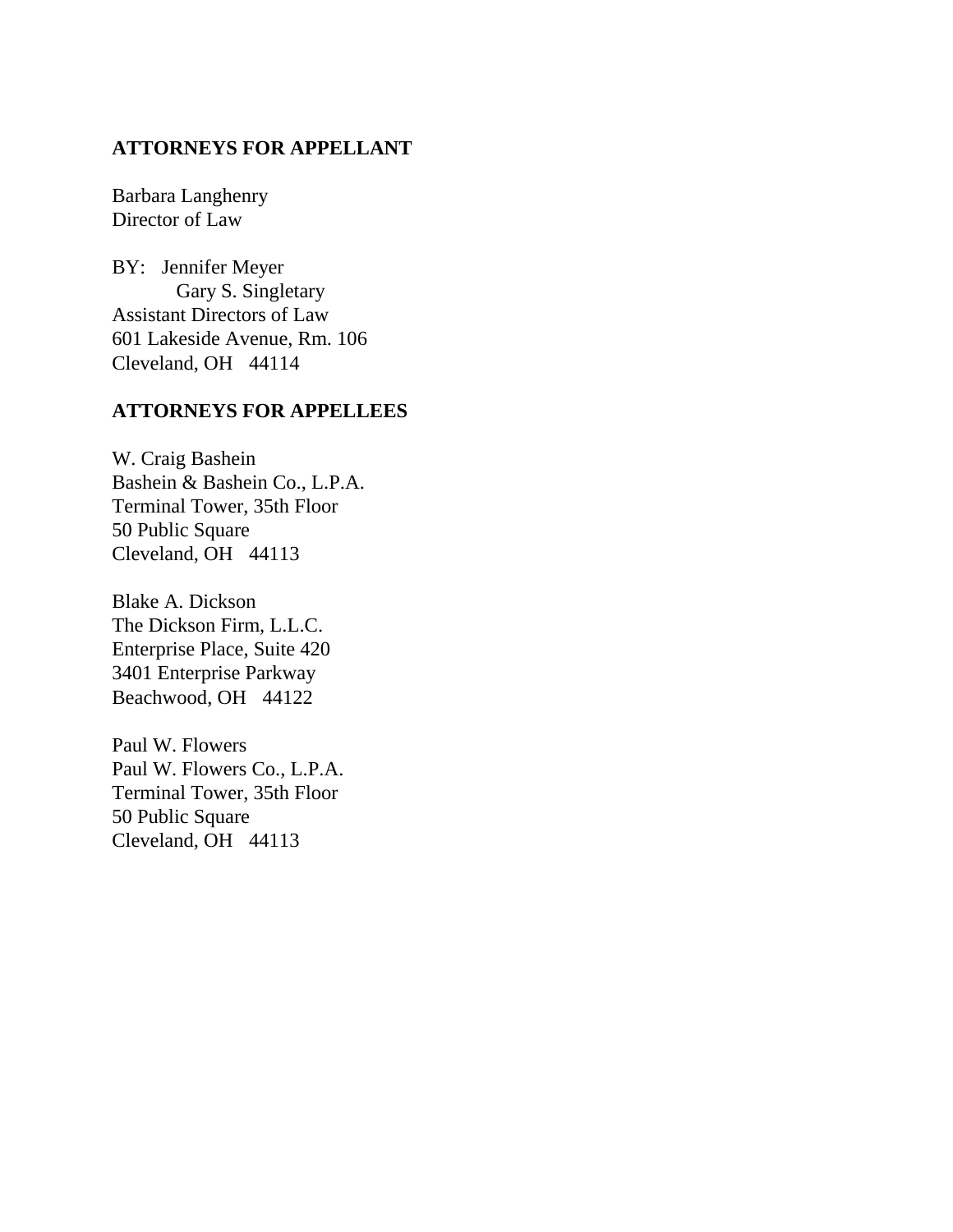**ATTORNEYS FOR APPELLANT**

Barbara Langhenry
Director of Law

BY: Jennifer Meyer
Gary S. Singletary
Assistant Directors of Law
601 Lakeside Avenue, Rm. 106
Cleveland, OH 44114

**ATTORNEYS FOR APPELLEES**

W. Craig Bashein
Bashein & Bashein Co., L.P.A.
Terminal Tower, 35th Floor
50 Public Square
Cleveland, OH 44113

Blake A. Dickson
The Dickson Firm, L.L.C.
Enterprise Place, Suite 420
3401 Enterprise Parkway
Beachwood, OH 44122

Paul W. Flowers
Paul W. Flowers Co., L.P.A.
Terminal Tower, 35th Floor
50 Public Square
Cleveland, OH 44113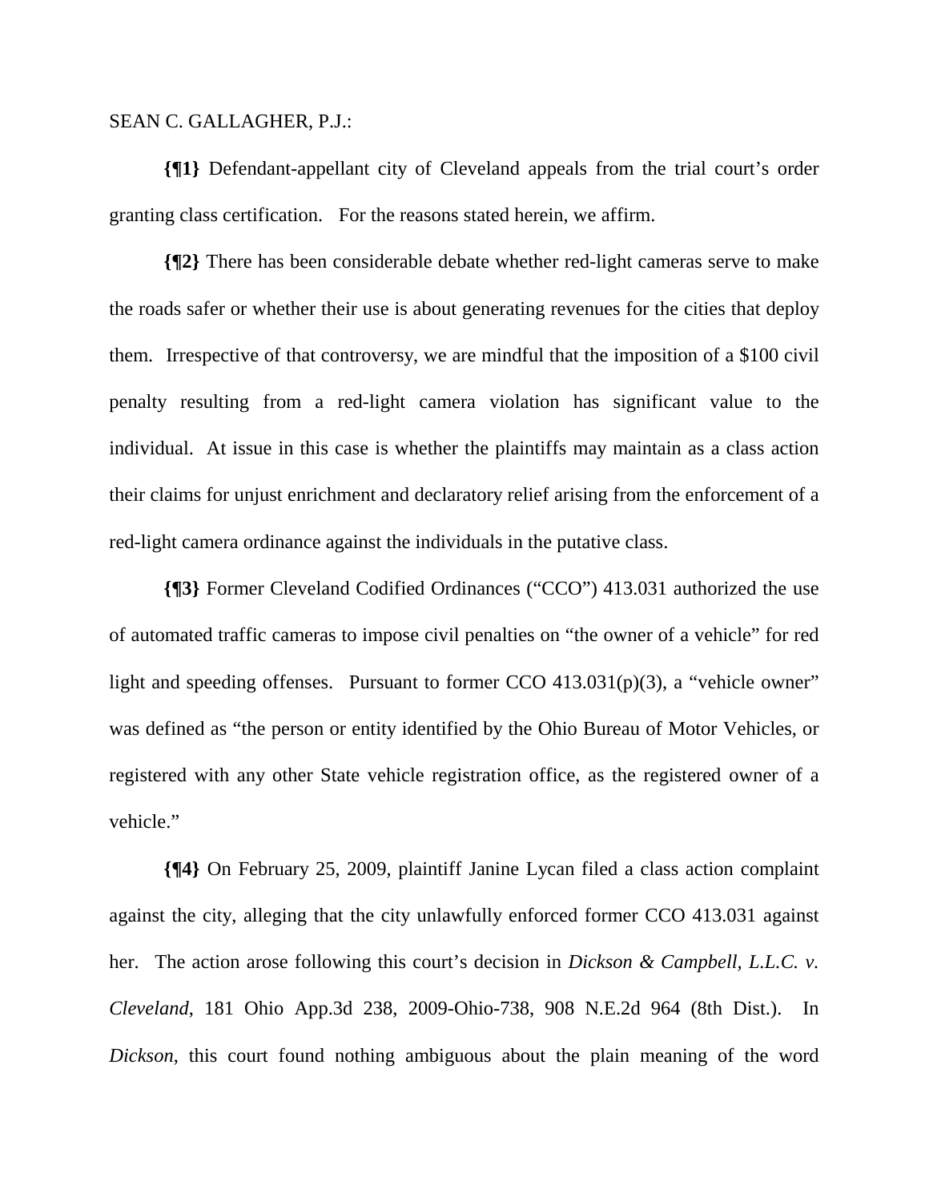SEAN C. GALLAGHER, P.J.:

**{¶1}** Defendant-appellant city of Cleveland appeals from the trial court's order granting class certification. For the reasons stated herein, we affirm.

**{¶2}** There has been considerable debate whether red-light cameras serve to make the roads safer or whether their use is about generating revenues for the cities that deploy them. Irrespective of that controversy, we are mindful that the imposition of a $100 civil penalty resulting from a red-light camera violation has significant value to the individual. At issue in this case is whether the plaintiffs may maintain as a class action their claims for unjust enrichment and declaratory relief arising from the enforcement of a red-light camera ordinance against the individuals in the putative class.

**{¶3}** Former Cleveland Codified Ordinances ("CCO") 413.031 authorized the use of automated traffic cameras to impose civil penalties on "the owner of a vehicle" for red light and speeding offenses. Pursuant to former CCO 413.031(p)(3), a "vehicle owner" was defined as "the person or entity identified by the Ohio Bureau of Motor Vehicles, or registered with any other State vehicle registration office, as the registered owner of a vehicle."

**{¶4}** On February 25, 2009, plaintiff Janine Lycan filed a class action complaint against the city, alleging that the city unlawfully enforced former CCO 413.031 against her. The action arose following this court's decision in *Dickson & Campbell, L.L.C. v. Cleveland*, 181 Ohio App.3d 238, 2009-Ohio-738, 908 N.E.2d 964 (8th Dist.). In *Dickson*, this court found nothing ambiguous about the plain meaning of the word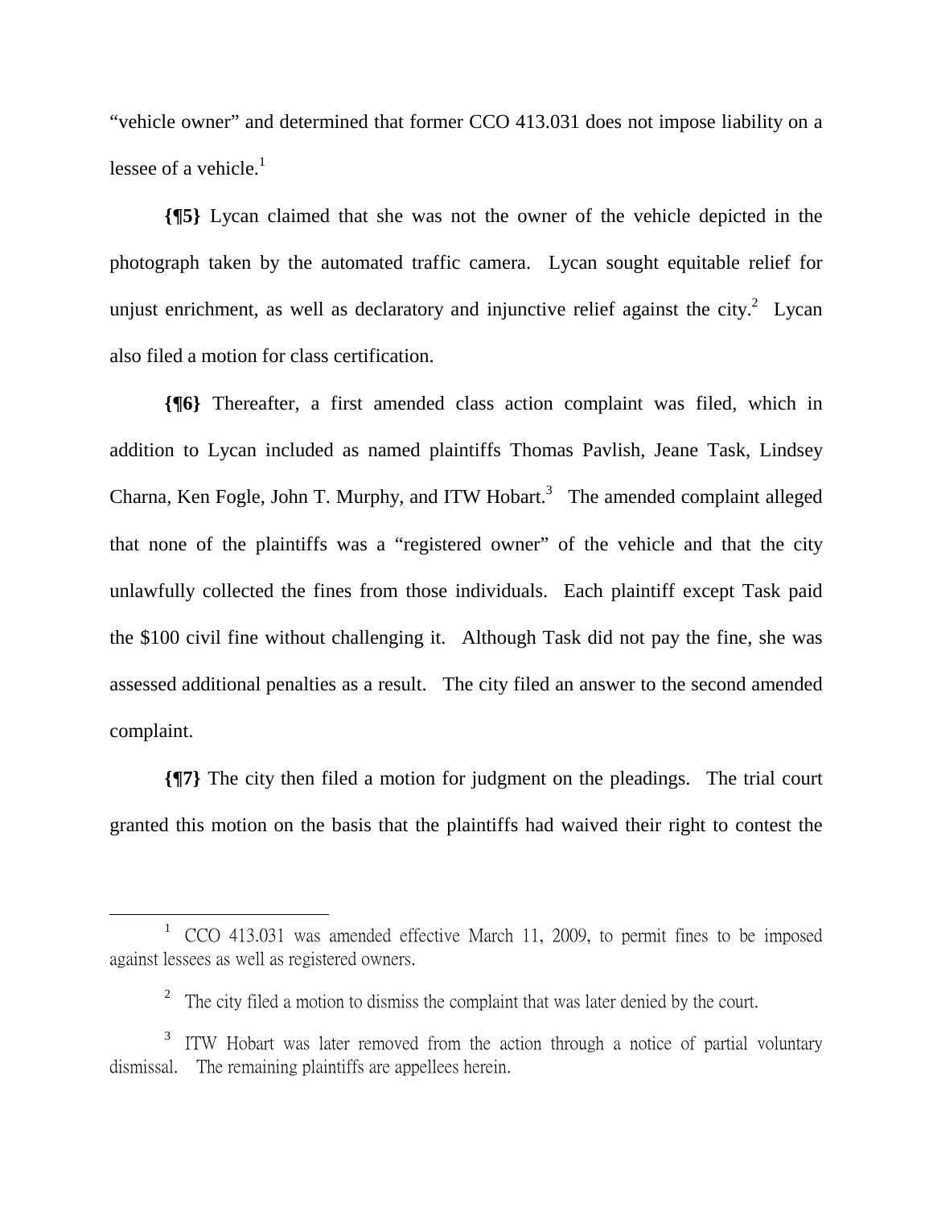"vehicle owner" and determined that former CCO 413.031 does not impose liability on a lessee of a vehicle.[1]

**{¶5}** Lycan claimed that she was not the owner of the vehicle depicted in the photograph taken by the automated traffic camera. Lycan sought equitable relief for unjust enrichment, as well as declaratory and injunctive relief against the city.[2] Lycan also filed a motion for class certification.

**{¶6}** Thereafter, a first amended class action complaint was filed, which in addition to Lycan included as named plaintiffs Thomas Pavlish, Jeane Task, Lindsey Charna, Ken Fogle, John T. Murphy, and ITW Hobart.[3] The amended complaint alleged that none of the plaintiffs was a "registered owner" of the vehicle and that the city unlawfully collected the fines from those individuals. Each plaintiff except Task paid the $100 civil fine without challenging it. Although Task did not pay the fine, she was assessed additional penalties as a result. The city filed an answer to the second amended complaint.

**{¶7}** The city then filed a motion for judgment on the pleadings. The trial court granted this motion on the basis that the plaintiffs had waived their right to contest the

---

[1] CCO 413.031 was amended effective March 11, 2009, to permit fines to be imposed against lessees as well as registered owners.

[2] The city filed a motion to dismiss the complaint that was later denied by the court.

[3] ITW Hobart was later removed from the action through a notice of partial voluntary dismissal. The remaining plaintiffs are appellees herein.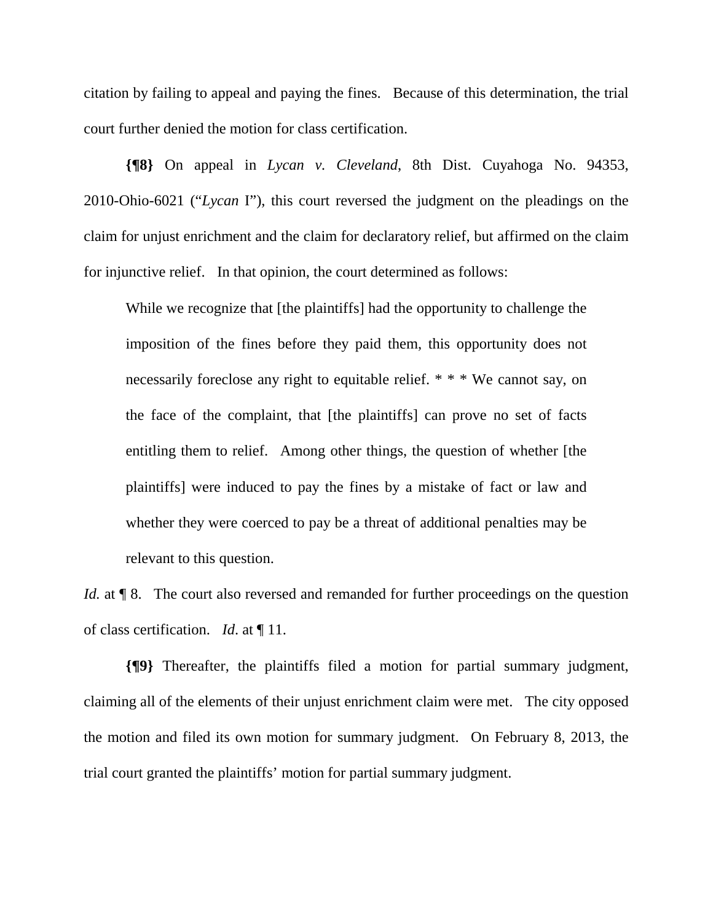citation by failing to appeal and paying the fines. Because of this determination, the trial court further denied the motion for class certification.

**{¶8}** On appeal in *Lycan v. Cleveland*, 8th Dist. Cuyahoga No. 94353, 2010-Ohio-6021 ("*Lycan* I"), this court reversed the judgment on the pleadings on the claim for unjust enrichment and the claim for declaratory relief, but affirmed on the claim for injunctive relief. In that opinion, the court determined as follows:

> While we recognize that [the plaintiffs] had the opportunity to challenge the imposition of the fines before they paid them, this opportunity does not necessarily foreclose any right to equitable relief. * * * We cannot say, on the face of the complaint, that [the plaintiffs] can prove no set of facts entitling them to relief. Among other things, the question of whether [the plaintiffs] were induced to pay the fines by a mistake of fact or law and whether they were coerced to pay be a threat of additional penalties may be relevant to this question.

*Id.* at ¶ 8. The court also reversed and remanded for further proceedings on the question of class certification. *Id*. at ¶ 11.

**{¶9}** Thereafter, the plaintiffs filed a motion for partial summary judgment, claiming all of the elements of their unjust enrichment claim were met. The city opposed the motion and filed its own motion for summary judgment. On February 8, 2013, the trial court granted the plaintiffs' motion for partial summary judgment.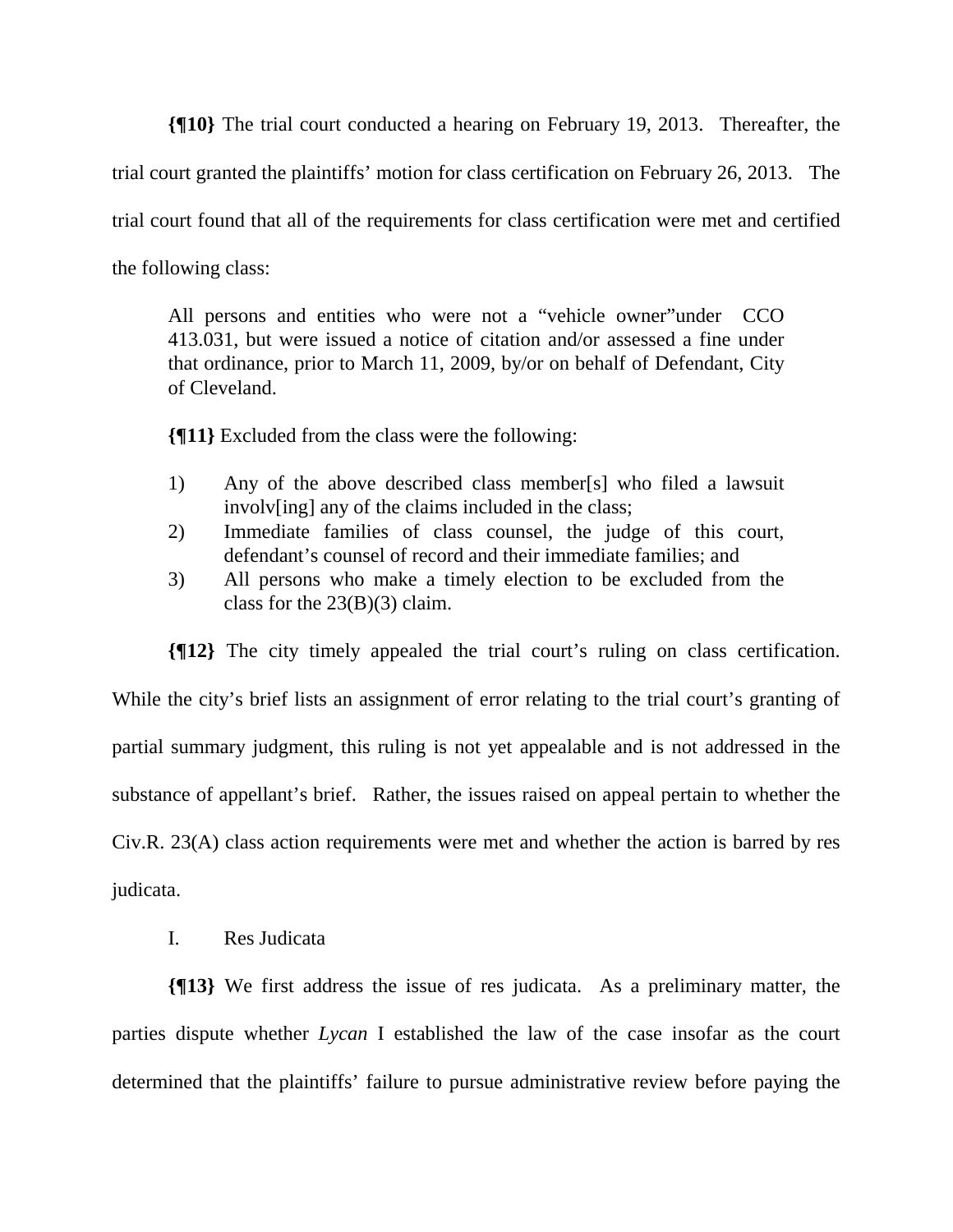**{¶10}** The trial court conducted a hearing on February 19, 2013. Thereafter, the trial court granted the plaintiffs' motion for class certification on February 26, 2013. The trial court found that all of the requirements for class certification were met and certified the following class:

> All persons and entities who were not a "vehicle owner"under CCO 413.031, but were issued a notice of citation and/or assessed a fine under that ordinance, prior to March 11, 2009, by/or on behalf of Defendant, City of Cleveland.
>
> **{¶11}** Excluded from the class were the following:
>
> 1) Any of the above described class member[s] who filed a lawsuit involv[ing] any of the claims included in the class;
> 2) Immediate families of class counsel, the judge of this court, defendant's counsel of record and their immediate families; and
> 3) All persons who make a timely election to be excluded from the class for the 23(B)(3) claim.

**{¶12}** The city timely appealed the trial court's ruling on class certification. While the city's brief lists an assignment of error relating to the trial court's granting of partial summary judgment, this ruling is not yet appealable and is not addressed in the substance of appellant's brief. Rather, the issues raised on appeal pertain to whether the Civ.R. 23(A) class action requirements were met and whether the action is barred by res judicata.

I. Res Judicata

**{¶13}** We first address the issue of res judicata. As a preliminary matter, the parties dispute whether *Lycan* I established the law of the case insofar as the court determined that the plaintiffs' failure to pursue administrative review before paying the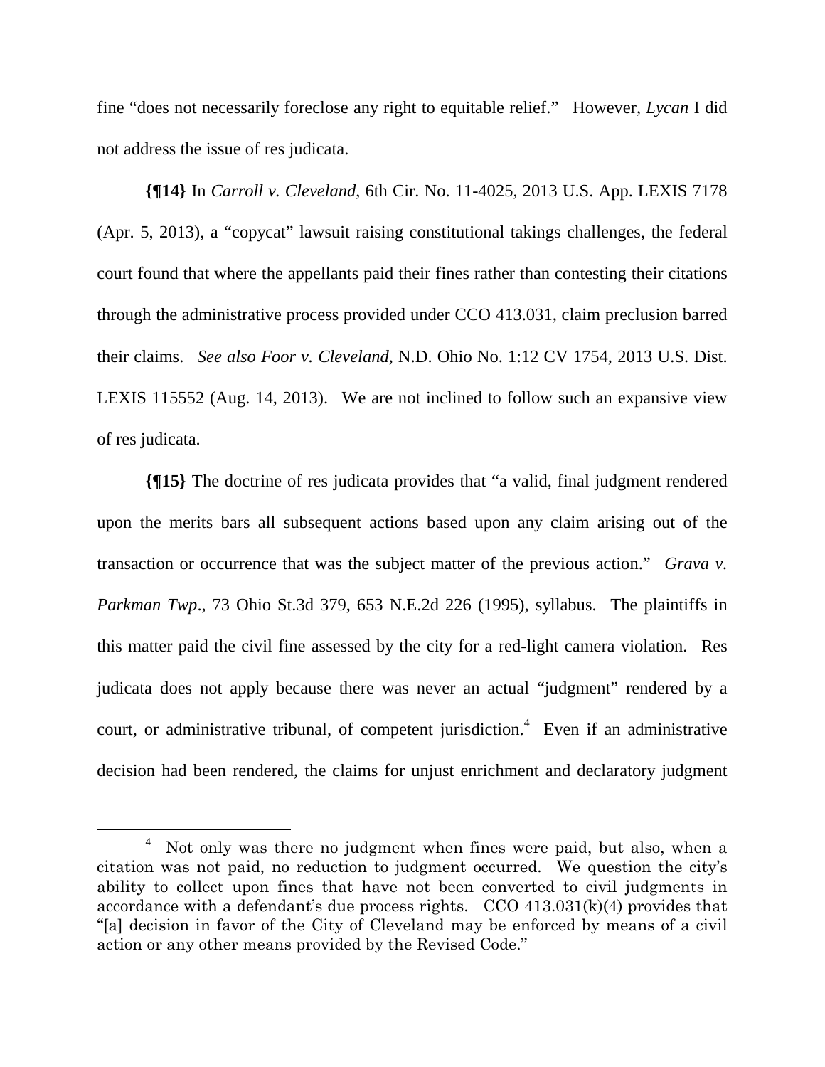fine "does not necessarily foreclose any right to equitable relief." However, *Lycan* I did not address the issue of res judicata.

**{¶14}** In *Carroll v. Cleveland*, 6th Cir. No. 11-4025, 2013 U.S. App. LEXIS 7178 (Apr. 5, 2013), a "copycat" lawsuit raising constitutional takings challenges, the federal court found that where the appellants paid their fines rather than contesting their citations through the administrative process provided under CCO 413.031, claim preclusion barred their claims. *See also Foor v. Cleveland*, N.D. Ohio No. 1:12 CV 1754, 2013 U.S. Dist. LEXIS 115552 (Aug. 14, 2013). We are not inclined to follow such an expansive view of res judicata.

**{¶15}** The doctrine of res judicata provides that "a valid, final judgment rendered upon the merits bars all subsequent actions based upon any claim arising out of the transaction or occurrence that was the subject matter of the previous action." *Grava v. Parkman Twp*., 73 Ohio St.3d 379, 653 N.E.2d 226 (1995), syllabus. The plaintiffs in this matter paid the civil fine assessed by the city for a red-light camera violation. Res judicata does not apply because there was never an actual "judgment" rendered by a court, or administrative tribunal, of competent jurisdiction.[4] Even if an administrative decision had been rendered, the claims for unjust enrichment and declaratory judgment

---

[4] Not only was there no judgment when fines were paid, but also, when a citation was not paid, no reduction to judgment occurred. We question the city's ability to collect upon fines that have not been converted to civil judgments in accordance with a defendant's due process rights. CCO 413.031(k)(4) provides that "[a] decision in favor of the City of Cleveland may be enforced by means of a civil action or any other means provided by the Revised Code."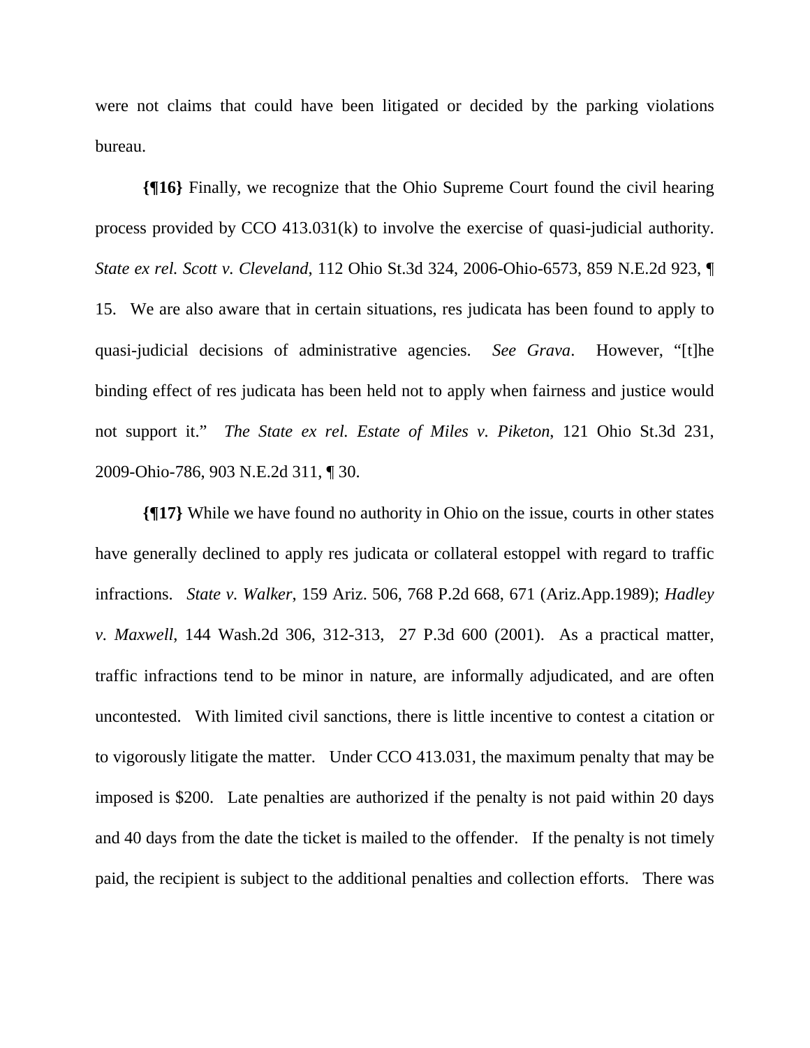were not claims that could have been litigated or decided by the parking violations bureau.

**{¶16}** Finally, we recognize that the Ohio Supreme Court found the civil hearing process provided by CCO 413.031(k) to involve the exercise of quasi-judicial authority. *State ex rel. Scott v. Cleveland*, 112 Ohio St.3d 324, 2006-Ohio-6573, 859 N.E.2d 923, ¶ 15. We are also aware that in certain situations, res judicata has been found to apply to quasi-judicial decisions of administrative agencies. *See Grava*. However, "[t]he binding effect of res judicata has been held not to apply when fairness and justice would not support it." *The State ex rel. Estate of Miles v. Piketon*, 121 Ohio St.3d 231, 2009-Ohio-786, 903 N.E.2d 311, ¶ 30.

**{¶17}** While we have found no authority in Ohio on the issue, courts in other states have generally declined to apply res judicata or collateral estoppel with regard to traffic infractions. *State v. Walker*, 159 Ariz. 506, 768 P.2d 668, 671 (Ariz.App.1989); *Hadley v. Maxwell*, 144 Wash.2d 306, 312-313, 27 P.3d 600 (2001). As a practical matter, traffic infractions tend to be minor in nature, are informally adjudicated, and are often uncontested. With limited civil sanctions, there is little incentive to contest a citation or to vigorously litigate the matter. Under CCO 413.031, the maximum penalty that may be imposed is $200. Late penalties are authorized if the penalty is not paid within 20 days and 40 days from the date the ticket is mailed to the offender. If the penalty is not timely paid, the recipient is subject to the additional penalties and collection efforts. There was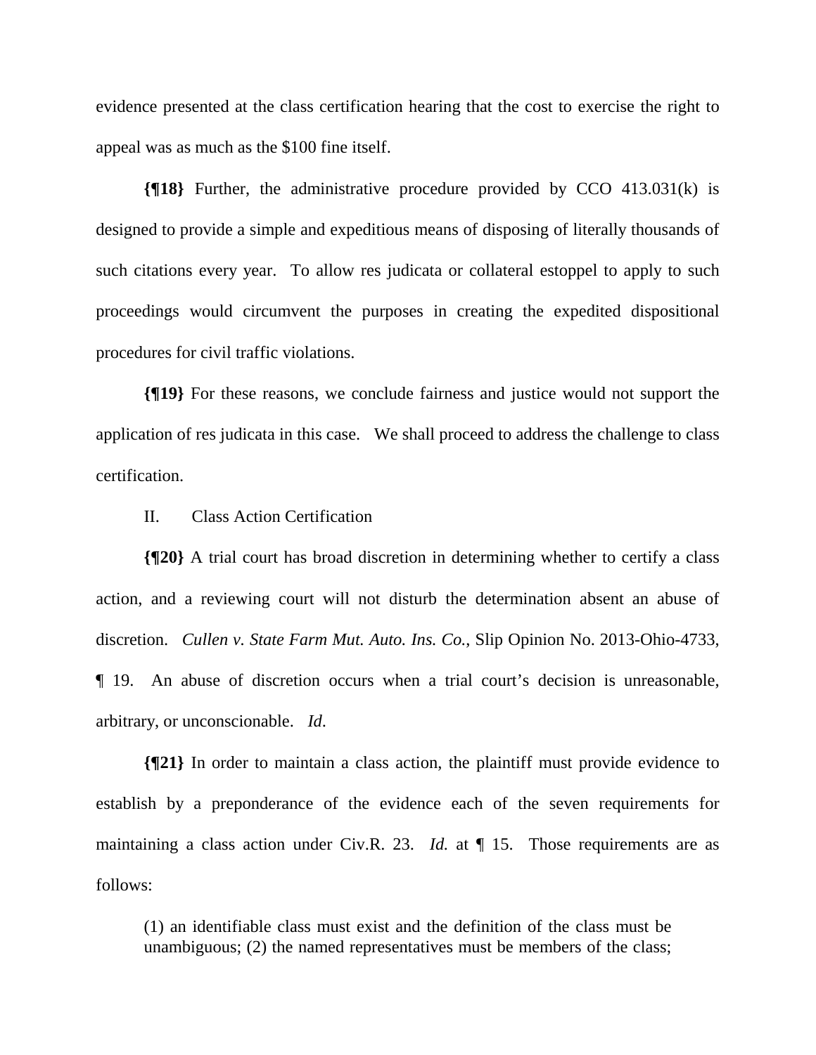evidence presented at the class certification hearing that the cost to exercise the right to appeal was as much as the $100 fine itself.

**{¶18}** Further, the administrative procedure provided by CCO 413.031(k) is designed to provide a simple and expeditious means of disposing of literally thousands of such citations every year. To allow res judicata or collateral estoppel to apply to such proceedings would circumvent the purposes in creating the expedited dispositional procedures for civil traffic violations.

**{¶19}** For these reasons, we conclude fairness and justice would not support the application of res judicata in this case. We shall proceed to address the challenge to class certification.

II. Class Action Certification

**{¶20}** A trial court has broad discretion in determining whether to certify a class action, and a reviewing court will not disturb the determination absent an abuse of discretion. *Cullen v. State Farm Mut. Auto. Ins. Co.*, Slip Opinion No. 2013-Ohio-4733, ¶ 19. An abuse of discretion occurs when a trial court's decision is unreasonable, arbitrary, or unconscionable. *Id*.

**{¶21}** In order to maintain a class action, the plaintiff must provide evidence to establish by a preponderance of the evidence each of the seven requirements for maintaining a class action under Civ.R. 23. *Id.* at ¶ 15. Those requirements are as follows:

> (1) an identifiable class must exist and the definition of the class must be unambiguous; (2) the named representatives must be members of the class;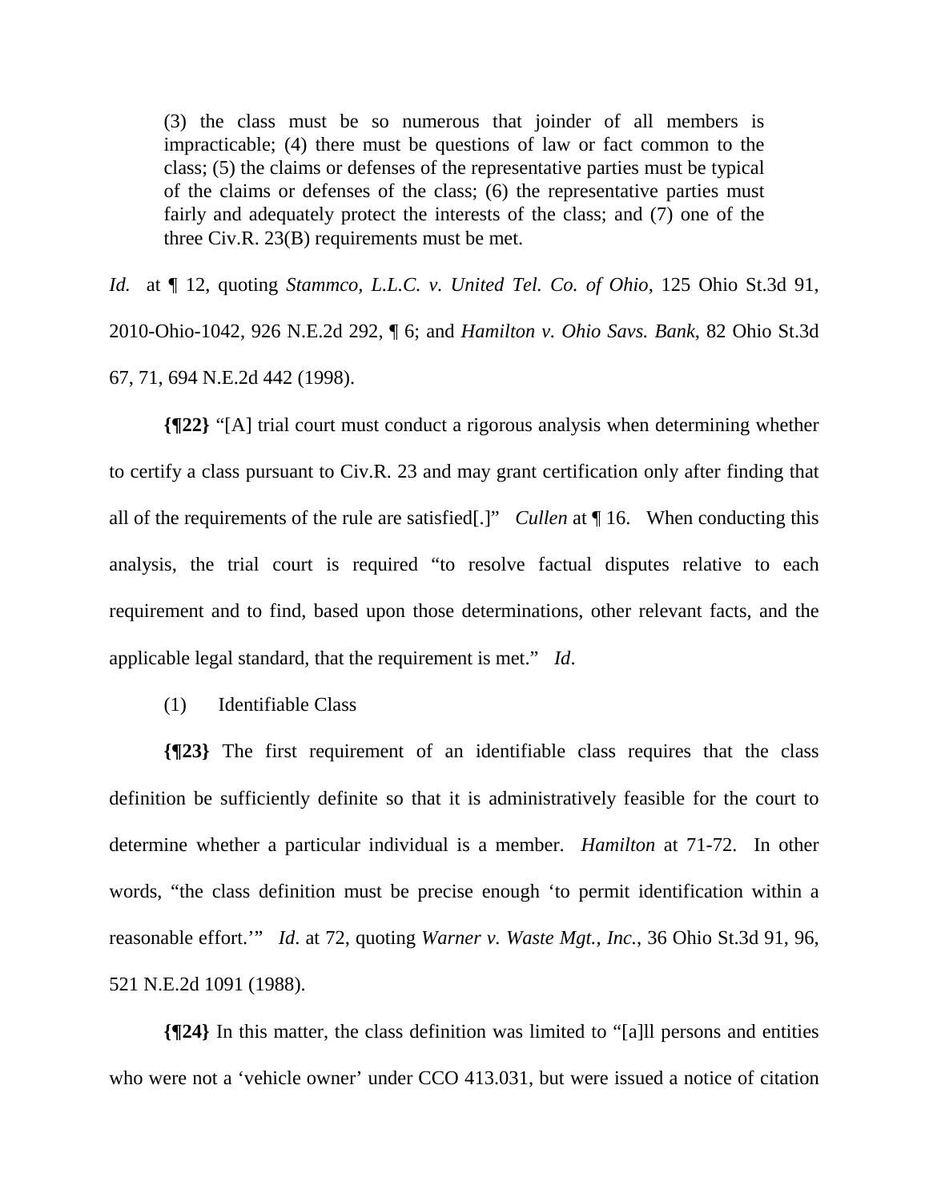> (3) the class must be so numerous that joinder of all members is impracticable; (4) there must be questions of law or fact common to the class; (5) the claims or defenses of the representative parties must be typical of the claims or defenses of the class; (6) the representative parties must fairly and adequately protect the interests of the class; and (7) one of the three Civ.R. 23(B) requirements must be met.

*Id.* at ¶ 12, quoting *Stammco, L.L.C. v. United Tel. Co. of Ohio*, 125 Ohio St.3d 91, 2010-Ohio-1042, 926 N.E.2d 292, ¶ 6; and *Hamilton v. Ohio Savs. Bank*, 82 Ohio St.3d 67, 71, 694 N.E.2d 442 (1998).

**{¶22}** "[A] trial court must conduct a rigorous analysis when determining whether to certify a class pursuant to Civ.R. 23 and may grant certification only after finding that all of the requirements of the rule are satisfied[.]" *Cullen* at ¶ 16. When conducting this analysis, the trial court is required "to resolve factual disputes relative to each requirement and to find, based upon those determinations, other relevant facts, and the applicable legal standard, that the requirement is met." *Id*.

(1) Identifiable Class

**{¶23}** The first requirement of an identifiable class requires that the class definition be sufficiently definite so that it is administratively feasible for the court to determine whether a particular individual is a member. *Hamilton* at 71-72. In other words, "the class definition must be precise enough 'to permit identification within a reasonable effort.'" *Id*. at 72, quoting *Warner v. Waste Mgt., Inc.*, 36 Ohio St.3d 91, 96, 521 N.E.2d 1091 (1988).

**{¶24}** In this matter, the class definition was limited to "[a]ll persons and entities who were not a 'vehicle owner' under CCO 413.031, but were issued a notice of citation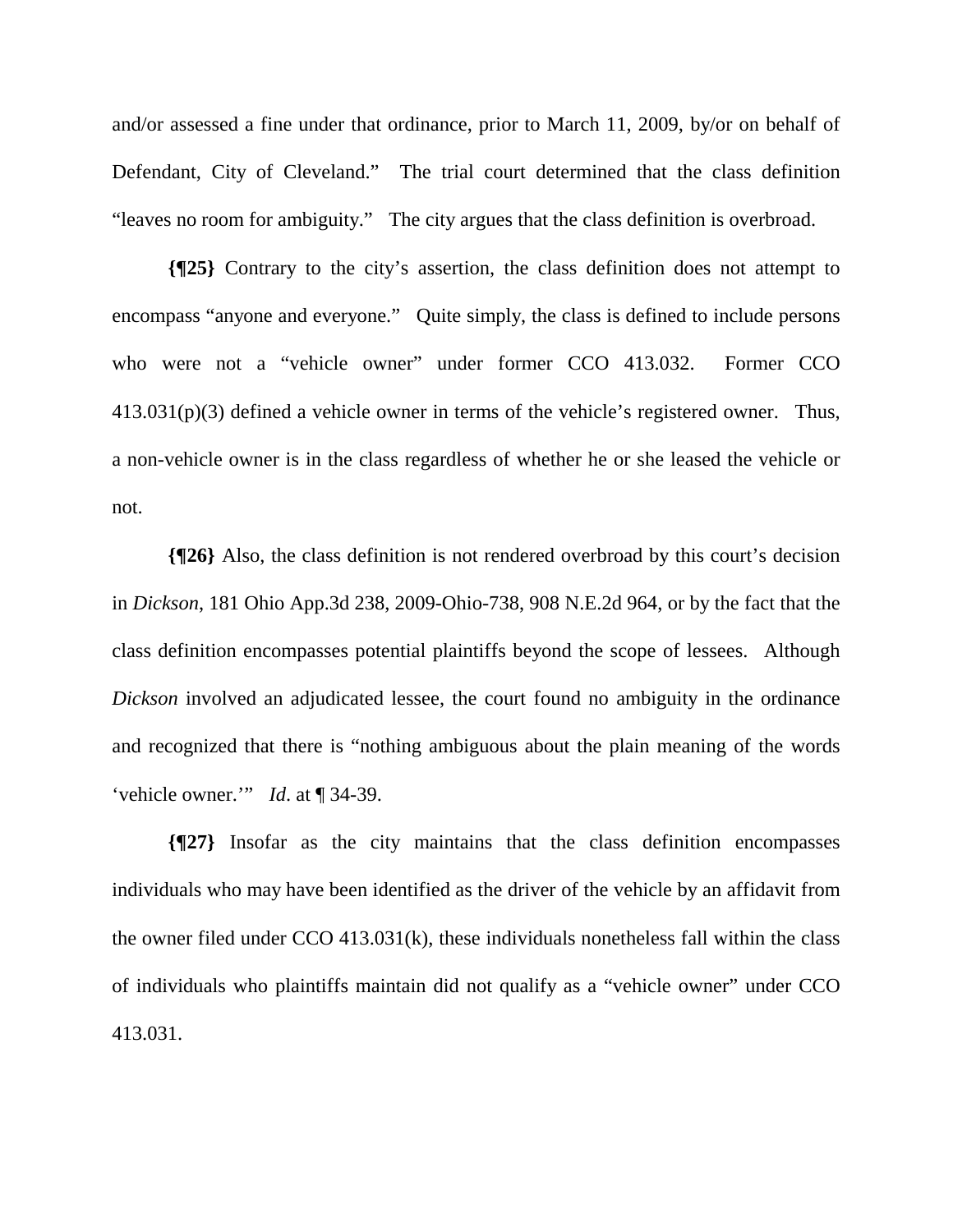and/or assessed a fine under that ordinance, prior to March 11, 2009, by/or on behalf of Defendant, City of Cleveland." The trial court determined that the class definition "leaves no room for ambiguity." The city argues that the class definition is overbroad.

**{¶25}** Contrary to the city's assertion, the class definition does not attempt to encompass "anyone and everyone." Quite simply, the class is defined to include persons who were not a "vehicle owner" under former CCO 413.032. Former CCO 413.031(p)(3) defined a vehicle owner in terms of the vehicle's registered owner. Thus, a non-vehicle owner is in the class regardless of whether he or she leased the vehicle or not.

**{¶26}** Also, the class definition is not rendered overbroad by this court's decision in *Dickson*, 181 Ohio App.3d 238, 2009-Ohio-738, 908 N.E.2d 964, or by the fact that the class definition encompasses potential plaintiffs beyond the scope of lessees. Although *Dickson* involved an adjudicated lessee, the court found no ambiguity in the ordinance and recognized that there is "nothing ambiguous about the plain meaning of the words 'vehicle owner.'" *Id*. at ¶ 34-39.

**{¶27}** Insofar as the city maintains that the class definition encompasses individuals who may have been identified as the driver of the vehicle by an affidavit from the owner filed under CCO 413.031(k), these individuals nonetheless fall within the class of individuals who plaintiffs maintain did not qualify as a "vehicle owner" under CCO 413.031.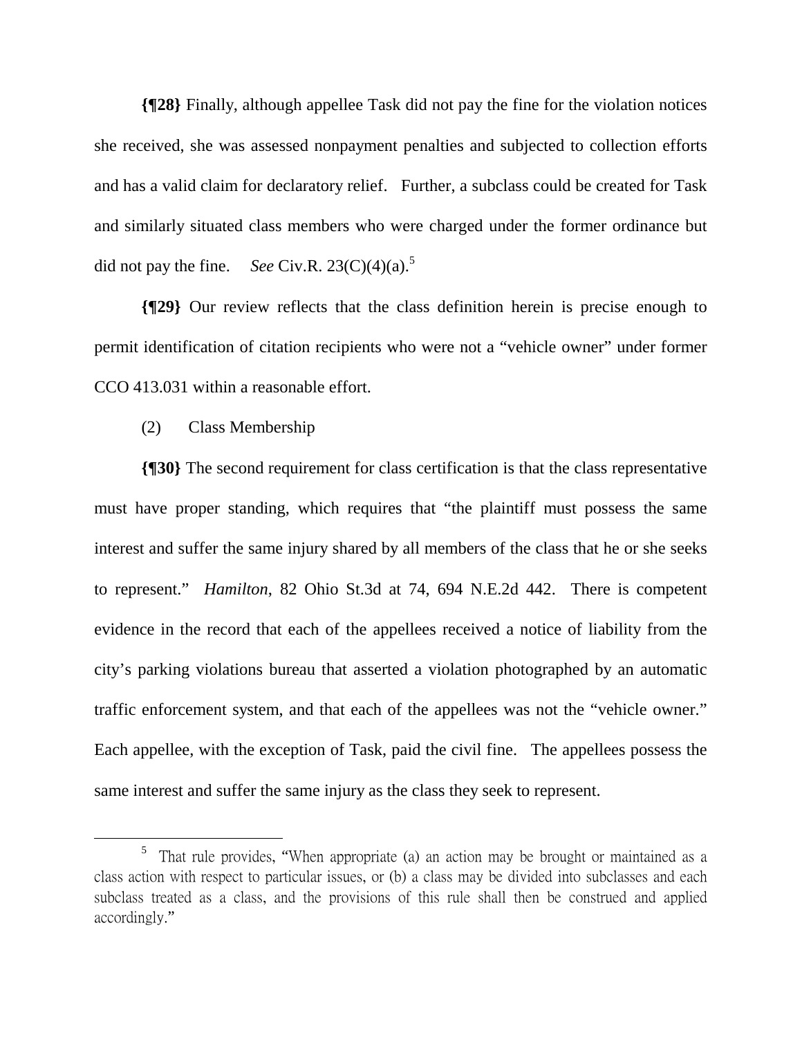**{¶28}** Finally, although appellee Task did not pay the fine for the violation notices she received, she was assessed nonpayment penalties and subjected to collection efforts and has a valid claim for declaratory relief. Further, a subclass could be created for Task and similarly situated class members who were charged under the former ordinance but did not pay the fine. *See* Civ.R. 23(C)(4)(a).[5]

**{¶29}** Our review reflects that the class definition herein is precise enough to permit identification of citation recipients who were not a "vehicle owner" under former CCO 413.031 within a reasonable effort.

(2) Class Membership

**{¶30}** The second requirement for class certification is that the class representative must have proper standing, which requires that "the plaintiff must possess the same interest and suffer the same injury shared by all members of the class that he or she seeks to represent." *Hamilton*, 82 Ohio St.3d at 74, 694 N.E.2d 442. There is competent evidence in the record that each of the appellees received a notice of liability from the city's parking violations bureau that asserted a violation photographed by an automatic traffic enforcement system, and that each of the appellees was not the "vehicle owner." Each appellee, with the exception of Task, paid the civil fine. The appellees possess the same interest and suffer the same injury as the class they seek to represent.

---

[5] That rule provides, "When appropriate (a) an action may be brought or maintained as a class action with respect to particular issues, or (b) a class may be divided into subclasses and each subclass treated as a class, and the provisions of this rule shall then be construed and applied accordingly."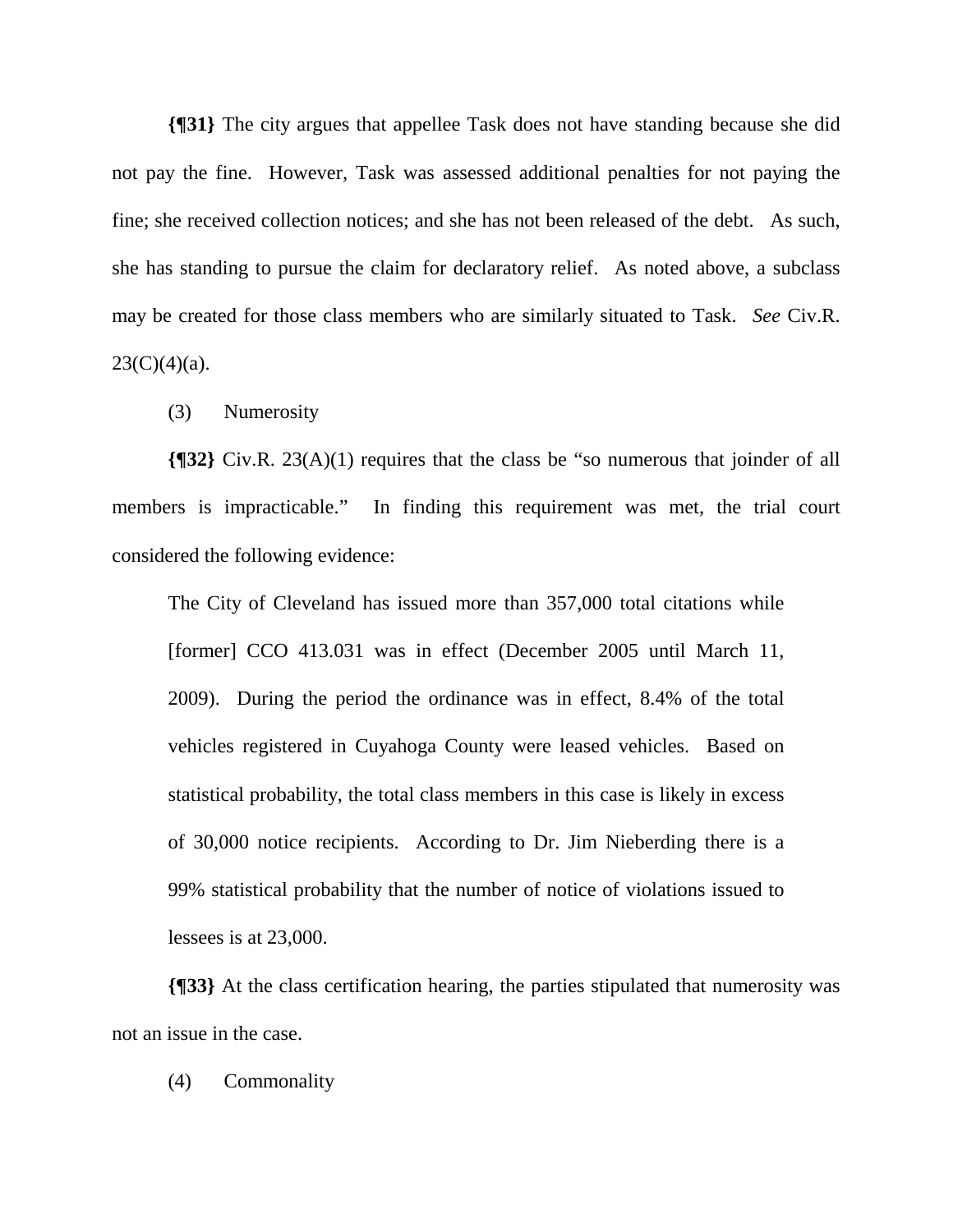**{¶31}** The city argues that appellee Task does not have standing because she did not pay the fine. However, Task was assessed additional penalties for not paying the fine; she received collection notices; and she has not been released of the debt. As such, she has standing to pursue the claim for declaratory relief. As noted above, a subclass may be created for those class members who are similarly situated to Task. *See* Civ.R. 23(C)(4)(a).

(3) Numerosity

**{¶32}** Civ.R. 23(A)(1) requires that the class be "so numerous that joinder of all members is impracticable." In finding this requirement was met, the trial court considered the following evidence:

> The City of Cleveland has issued more than 357,000 total citations while [former] CCO 413.031 was in effect (December 2005 until March 11, 2009). During the period the ordinance was in effect, 8.4% of the total vehicles registered in Cuyahoga County were leased vehicles. Based on statistical probability, the total class members in this case is likely in excess of 30,000 notice recipients. According to Dr. Jim Nieberding there is a 99% statistical probability that the number of notice of violations issued to lessees is at 23,000.

**{¶33}** At the class certification hearing, the parties stipulated that numerosity was not an issue in the case.

(4) Commonality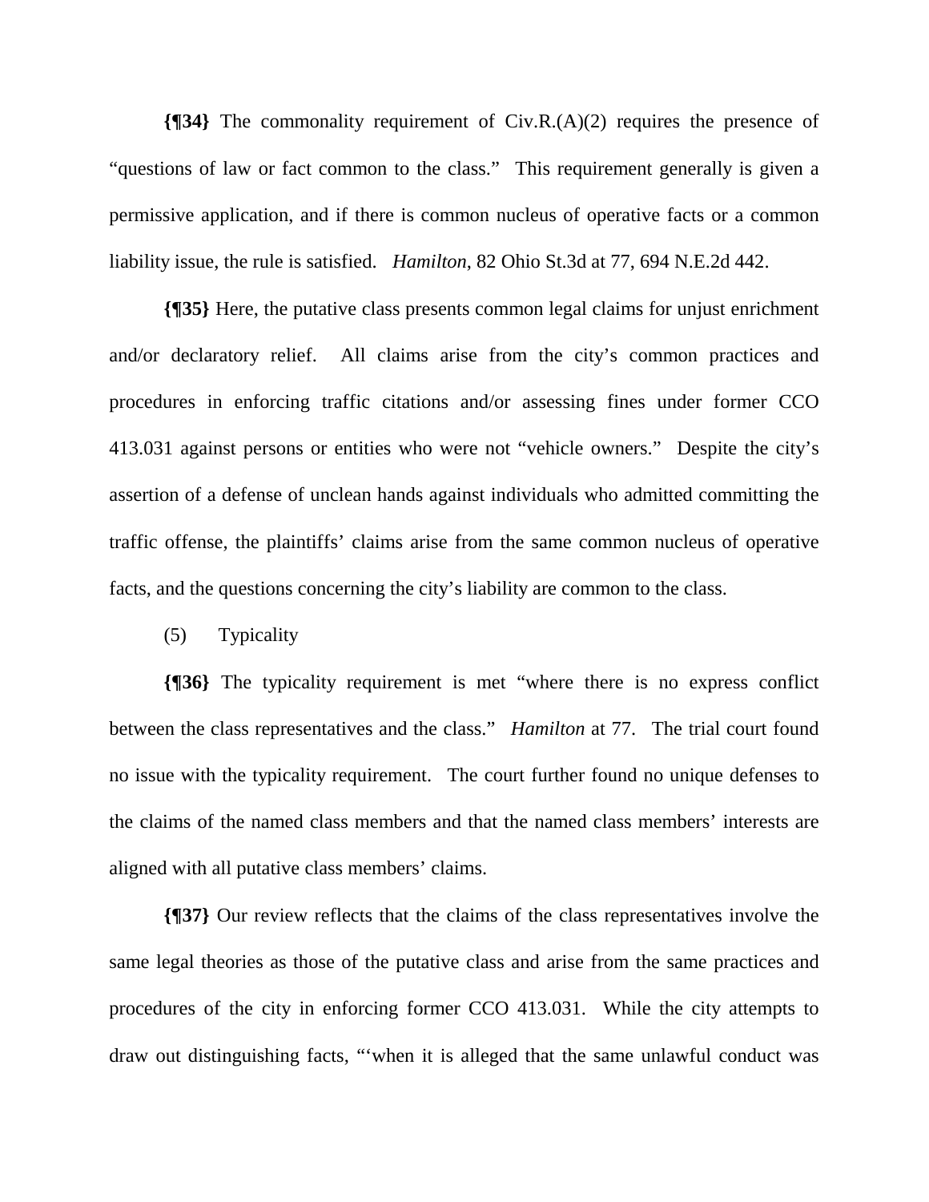**{¶34}** The commonality requirement of Civ.R.(A)(2) requires the presence of "questions of law or fact common to the class." This requirement generally is given a permissive application, and if there is common nucleus of operative facts or a common liability issue, the rule is satisfied. *Hamilton*, 82 Ohio St.3d at 77, 694 N.E.2d 442.

**{¶35}** Here, the putative class presents common legal claims for unjust enrichment and/or declaratory relief. All claims arise from the city's common practices and procedures in enforcing traffic citations and/or assessing fines under former CCO 413.031 against persons or entities who were not "vehicle owners." Despite the city's assertion of a defense of unclean hands against individuals who admitted committing the traffic offense, the plaintiffs' claims arise from the same common nucleus of operative facts, and the questions concerning the city's liability are common to the class.

(5) Typicality

**{¶36}** The typicality requirement is met "where there is no express conflict between the class representatives and the class." *Hamilton* at 77. The trial court found no issue with the typicality requirement. The court further found no unique defenses to the claims of the named class members and that the named class members' interests are aligned with all putative class members' claims.

**{¶37}** Our review reflects that the claims of the class representatives involve the same legal theories as those of the putative class and arise from the same practices and procedures of the city in enforcing former CCO 413.031. While the city attempts to draw out distinguishing facts, "'when it is alleged that the same unlawful conduct was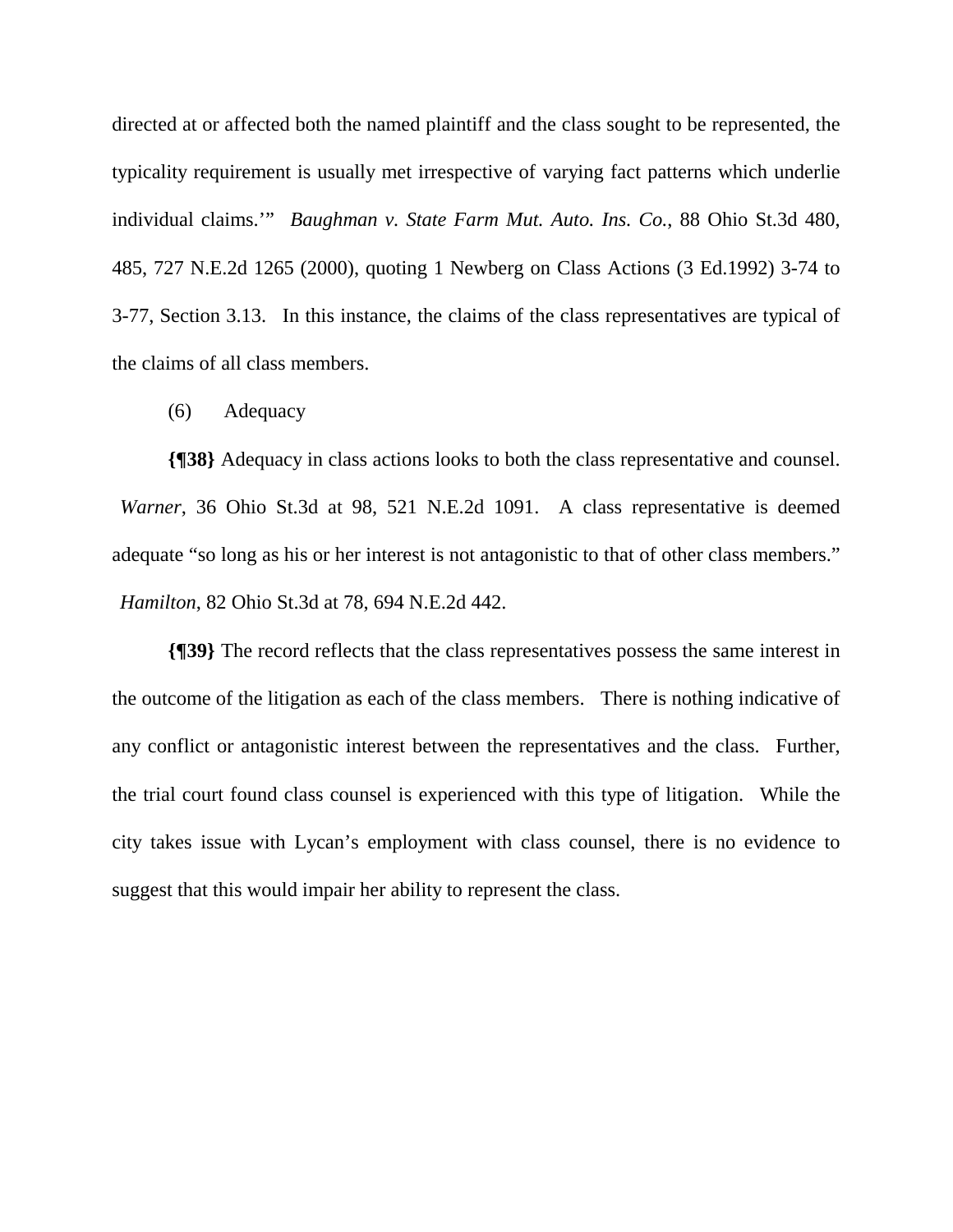directed at or affected both the named plaintiff and the class sought to be represented, the typicality requirement is usually met irrespective of varying fact patterns which underlie individual claims.'" *Baughman v. State Farm Mut. Auto. Ins. Co.*, 88 Ohio St.3d 480, 485, 727 N.E.2d 1265 (2000), quoting 1 Newberg on Class Actions (3 Ed.1992) 3-74 to 3-77, Section 3.13. In this instance, the claims of the class representatives are typical of the claims of all class members.

(6) Adequacy

**{¶38}** Adequacy in class actions looks to both the class representative and counsel. *Warner*, 36 Ohio St.3d at 98, 521 N.E.2d 1091. A class representative is deemed adequate "so long as his or her interest is not antagonistic to that of other class members." *Hamilton*, 82 Ohio St.3d at 78, 694 N.E.2d 442.

**{¶39}** The record reflects that the class representatives possess the same interest in the outcome of the litigation as each of the class members. There is nothing indicative of any conflict or antagonistic interest between the representatives and the class. Further, the trial court found class counsel is experienced with this type of litigation. While the city takes issue with Lycan's employment with class counsel, there is no evidence to suggest that this would impair her ability to represent the class.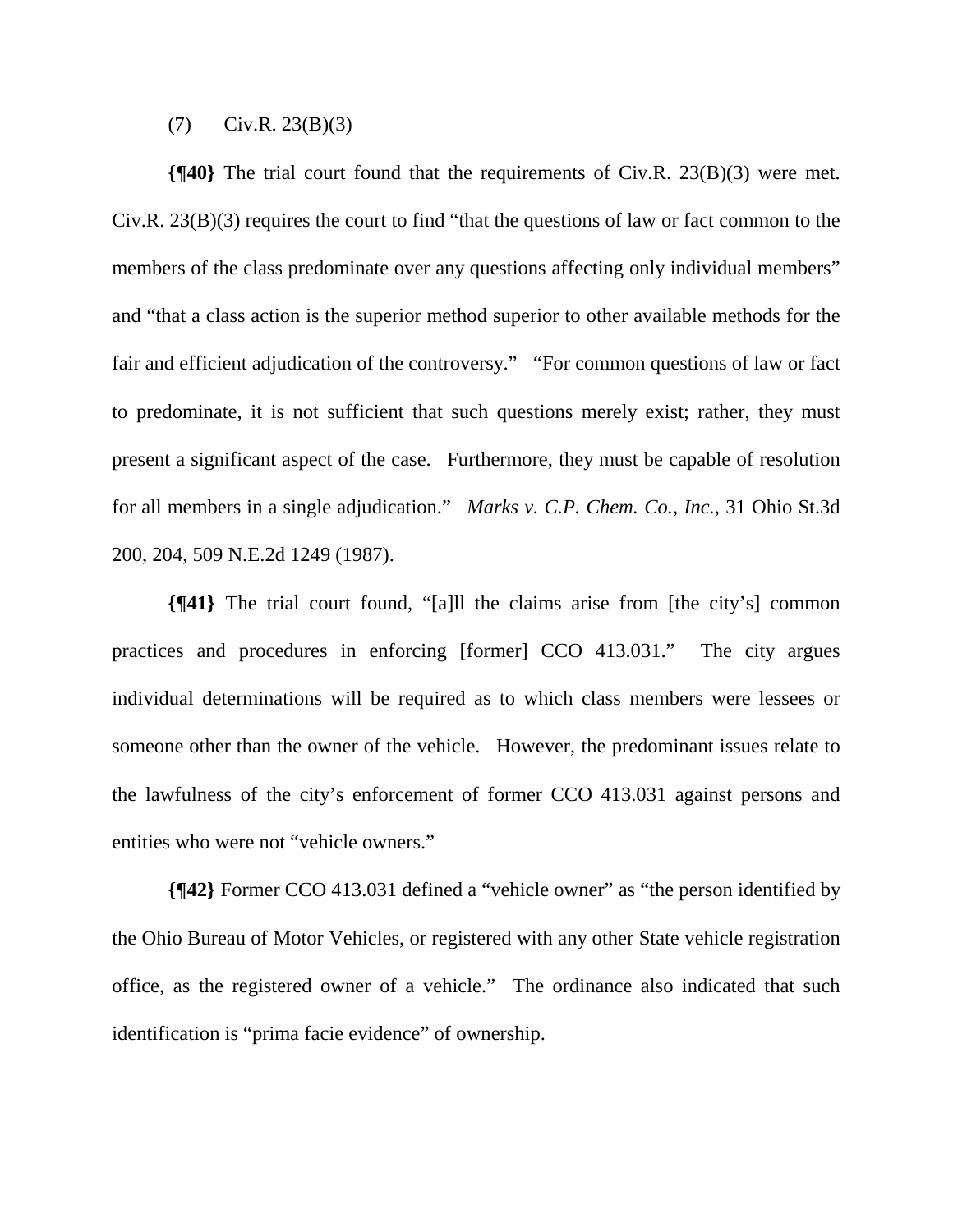(7) Civ.R. 23(B)(3)

**{¶40}** The trial court found that the requirements of Civ.R. 23(B)(3) were met. Civ.R. 23(B)(3) requires the court to find "that the questions of law or fact common to the members of the class predominate over any questions affecting only individual members" and "that a class action is the superior method superior to other available methods for the fair and efficient adjudication of the controversy." "For common questions of law or fact to predominate, it is not sufficient that such questions merely exist; rather, they must present a significant aspect of the case. Furthermore, they must be capable of resolution for all members in a single adjudication." *Marks v. C.P. Chem. Co., Inc.*, 31 Ohio St.3d 200, 204, 509 N.E.2d 1249 (1987).

**{¶41}** The trial court found, "[a]ll the claims arise from [the city's] common practices and procedures in enforcing [former] CCO 413.031." The city argues individual determinations will be required as to which class members were lessees or someone other than the owner of the vehicle. However, the predominant issues relate to the lawfulness of the city's enforcement of former CCO 413.031 against persons and entities who were not "vehicle owners."

**{¶42}** Former CCO 413.031 defined a "vehicle owner" as "the person identified by the Ohio Bureau of Motor Vehicles, or registered with any other State vehicle registration office, as the registered owner of a vehicle." The ordinance also indicated that such identification is "prima facie evidence" of ownership.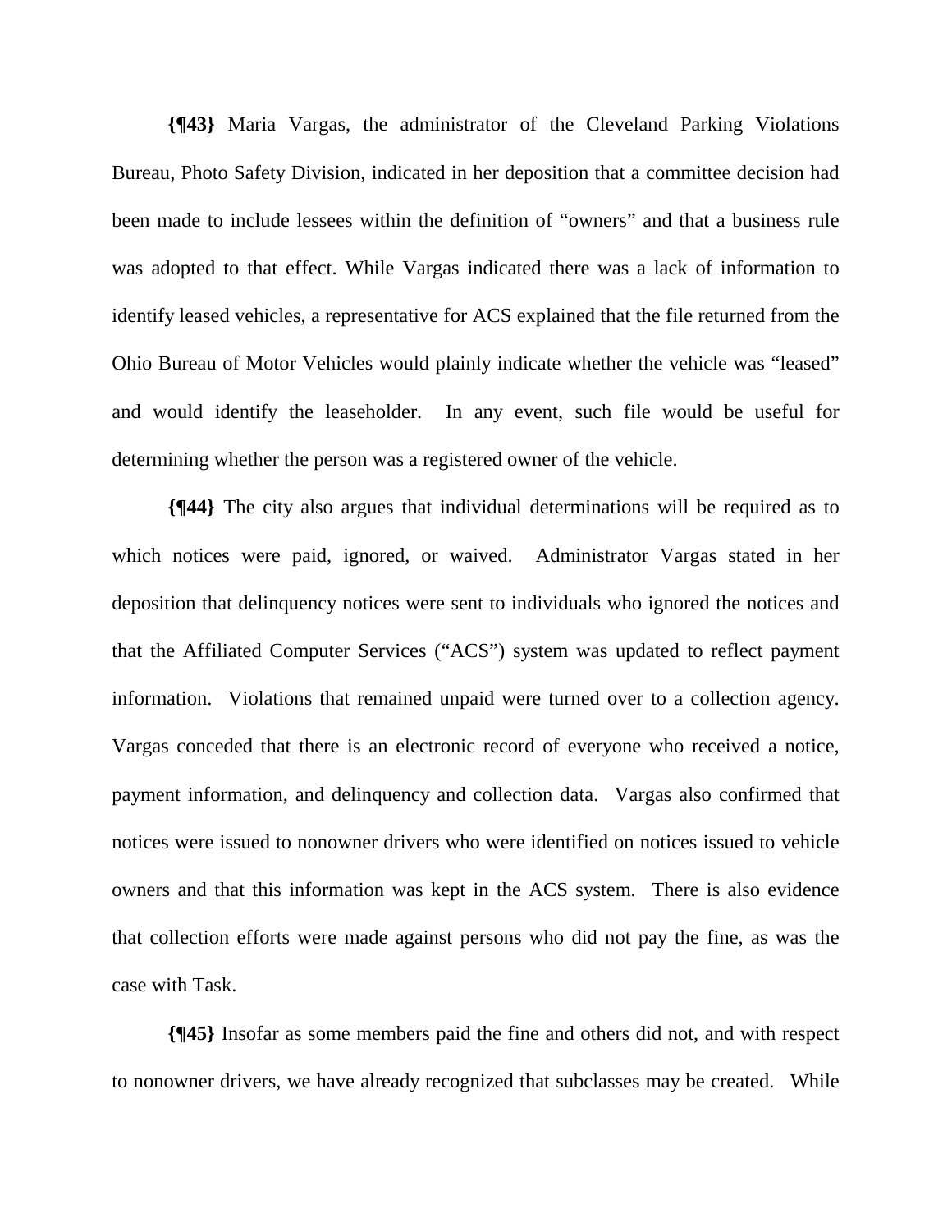**{¶43}** Maria Vargas, the administrator of the Cleveland Parking Violations Bureau, Photo Safety Division, indicated in her deposition that a committee decision had been made to include lessees within the definition of "owners" and that a business rule was adopted to that effect. While Vargas indicated there was a lack of information to identify leased vehicles, a representative for ACS explained that the file returned from the Ohio Bureau of Motor Vehicles would plainly indicate whether the vehicle was "leased" and would identify the leaseholder. In any event, such file would be useful for determining whether the person was a registered owner of the vehicle.

**{¶44}** The city also argues that individual determinations will be required as to which notices were paid, ignored, or waived. Administrator Vargas stated in her deposition that delinquency notices were sent to individuals who ignored the notices and that the Affiliated Computer Services ("ACS") system was updated to reflect payment information. Violations that remained unpaid were turned over to a collection agency. Vargas conceded that there is an electronic record of everyone who received a notice, payment information, and delinquency and collection data. Vargas also confirmed that notices were issued to nonowner drivers who were identified on notices issued to vehicle owners and that this information was kept in the ACS system. There is also evidence that collection efforts were made against persons who did not pay the fine, as was the case with Task.

**{¶45}** Insofar as some members paid the fine and others did not, and with respect to nonowner drivers, we have already recognized that subclasses may be created. While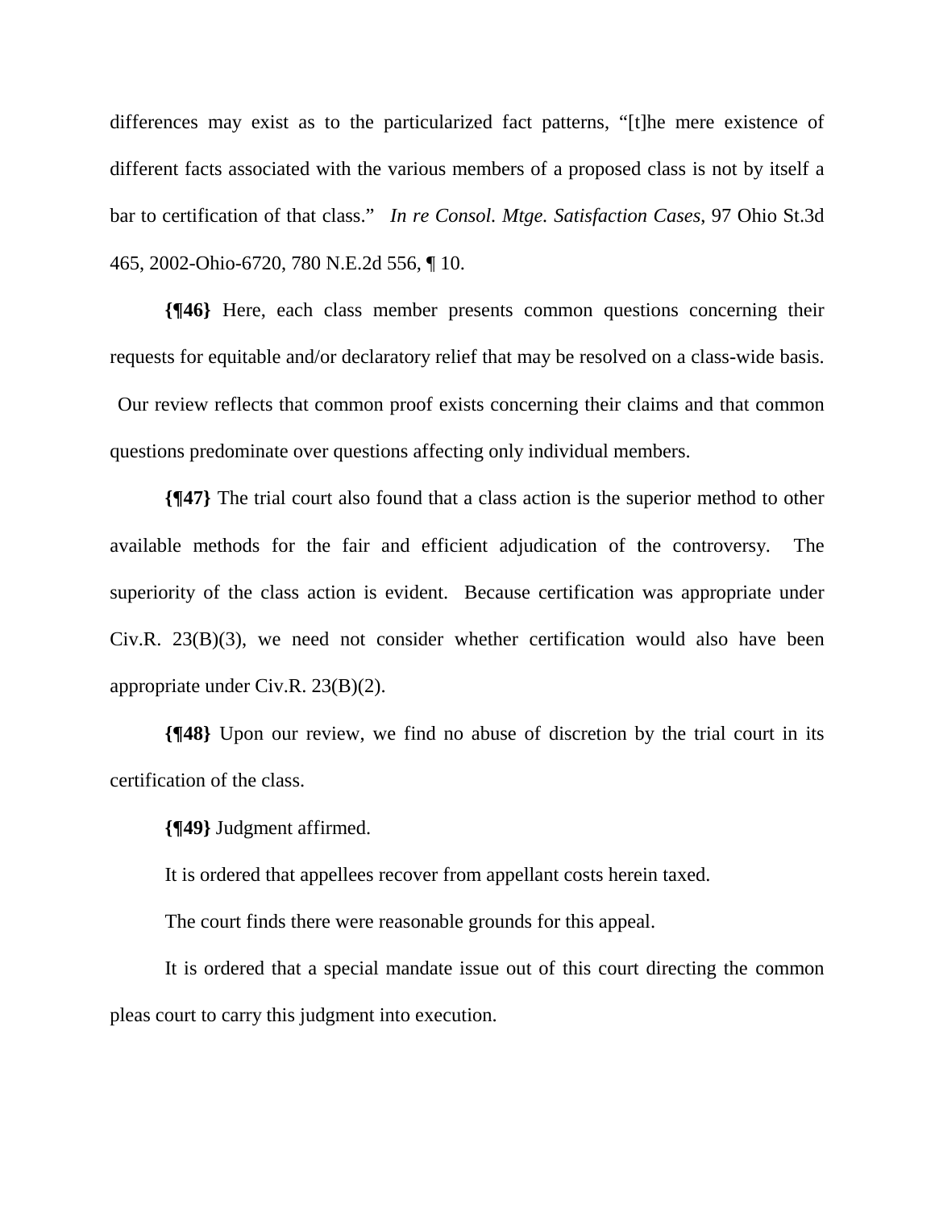differences may exist as to the particularized fact patterns, "[t]he mere existence of different facts associated with the various members of a proposed class is not by itself a bar to certification of that class." *In re Consol. Mtge. Satisfaction Cases*, 97 Ohio St.3d 465, 2002-Ohio-6720, 780 N.E.2d 556, ¶ 10.

**{¶46}** Here, each class member presents common questions concerning their requests for equitable and/or declaratory relief that may be resolved on a class-wide basis. Our review reflects that common proof exists concerning their claims and that common questions predominate over questions affecting only individual members.

**{¶47}** The trial court also found that a class action is the superior method to other available methods for the fair and efficient adjudication of the controversy. The superiority of the class action is evident. Because certification was appropriate under Civ.R. 23(B)(3), we need not consider whether certification would also have been appropriate under Civ.R. 23(B)(2).

**{¶48}** Upon our review, we find no abuse of discretion by the trial court in its certification of the class.

**{¶49}** Judgment affirmed.

It is ordered that appellees recover from appellant costs herein taxed.

The court finds there were reasonable grounds for this appeal.

It is ordered that a special mandate issue out of this court directing the common pleas court to carry this judgment into execution.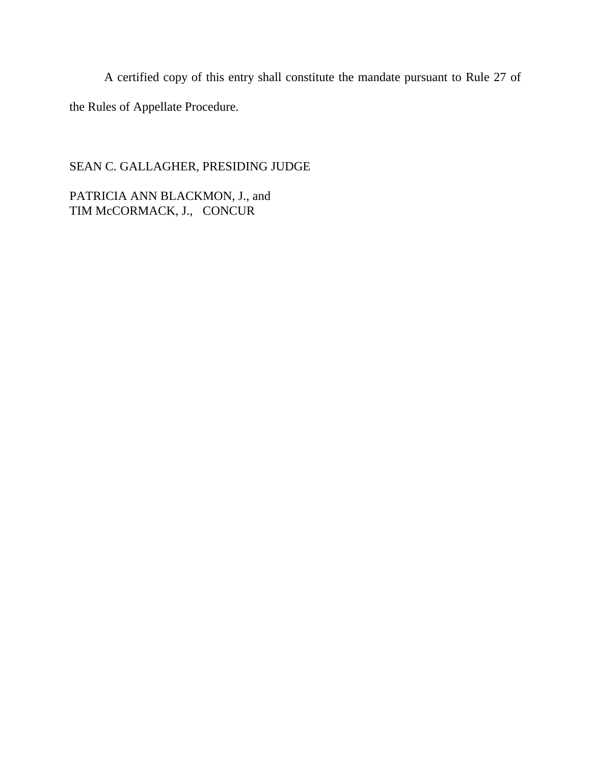A certified copy of this entry shall constitute the mandate pursuant to Rule 27 of the Rules of Appellate Procedure.

SEAN C. GALLAGHER, PRESIDING JUDGE

PATRICIA ANN BLACKMON, J., and
TIM McCORMACK, J., CONCUR